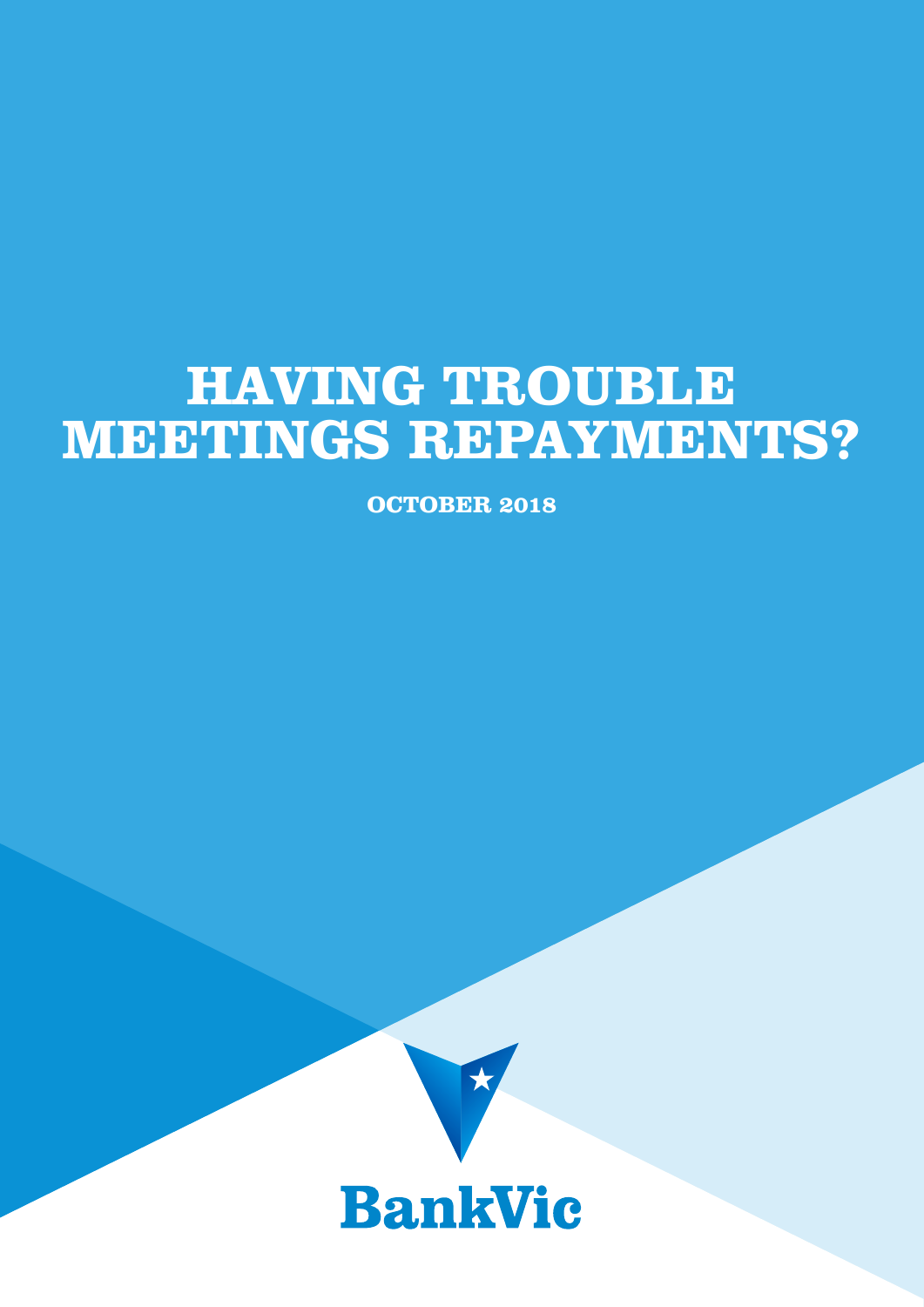# HAVING TROUBLE MEETINGS REPAYMENTS?

**OCTOBER 2018**

BankVic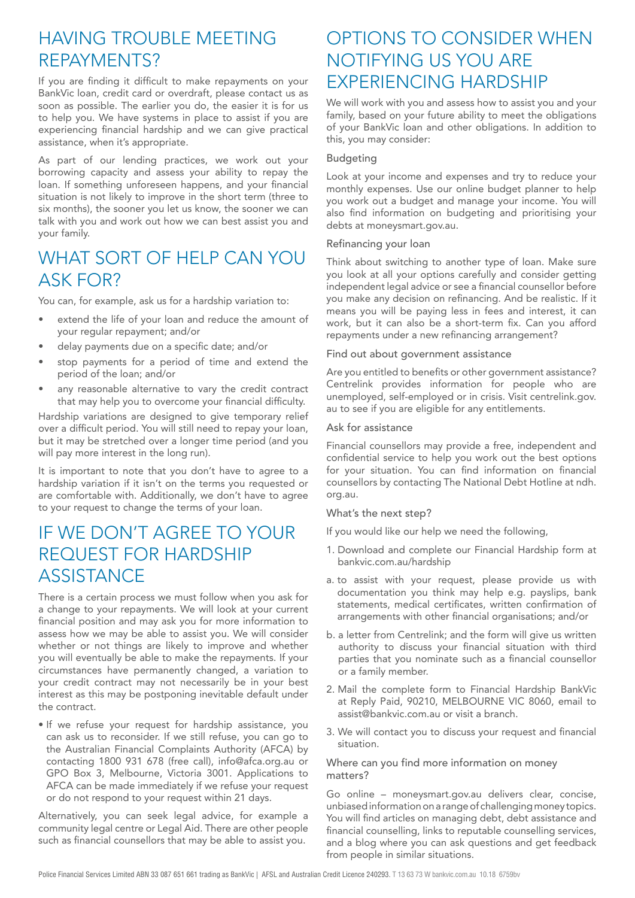## HAVING TROUBLE MEETING REPAYMENTS?

If you are finding it difficult to make repayments on your BankVic loan, credit card or overdraft, please contact us as soon as possible. The earlier you do, the easier it is for us to help you. We have systems in place to assist if you are experiencing financial hardship and we can give practical assistance, when it's appropriate.

As part of our lending practices, we work out your borrowing capacity and assess your ability to repay the loan. If something unforeseen happens, and your financial situation is not likely to improve in the short term (three to six months), the sooner you let us know, the sooner we can talk with you and work out how we can best assist you and your family.

## WHAT SORT OF HELP CAN YOU ASK FOR?

You can, for example, ask us for a hardship variation to:

- extend the life of your loan and reduce the amount of your regular repayment; and/or
- delay payments due on a specific date; and/or
- stop payments for a period of time and extend the period of the loan; and/or
- any reasonable alternative to vary the credit contract that may help you to overcome your financial difficulty.

Hardship variations are designed to give temporary relief over a difficult period. You will still need to repay your loan, but it may be stretched over a longer time period (and you will pay more interest in the long run).

It is important to note that you don't have to agree to a hardship variation if it isn't on the terms you requested or are comfortable with. Additionally, we don't have to agree to your request to change the terms of your loan.

## IF WE DON'T AGREE TO YOUR REQUEST FOR HARDSHIP ASSISTANCE

There is a certain process we must follow when you ask for a change to your repayments. We will look at your current financial position and may ask you for more information to assess how we may be able to assist you. We will consider whether or not things are likely to improve and whether you will eventually be able to make the repayments. If your circumstances have permanently changed, a variation to your credit contract may not necessarily be in your best interest as this may be postponing inevitable default under the contract.

- If we refuse your request for hardship assistance, you can ask us to reconsider. If we still refuse, you can go to the Australian Financial Complaints Authority (AFCA) by contacting 1800 931 678 (free call), info@afca.org.au or GPO Box 3, Melbourne, Victoria 3001. Applications to AFCA can be made immediately if we refuse your request or do not respond to your request within 21 days.

Alternatively, you can seek legal advice, for example a community legal centre or Legal Aid. There are other people such as financial counsellors that may be able to assist you.

## OPTIONS TO CONSIDER WHEN NOTIFYING US YOU ARE EXPERIENCING HARDSHIP

We will work with you and assess how to assist you and your family, based on your future ability to meet the obligations of your BankVic loan and other obligations. In addition to this, you may consider:

### Budgeting

Look at your income and expenses and try to reduce your monthly expenses. Use our online budget planner to help you work out a budget and manage your income. You will also find information on budgeting and prioritising your debts at moneysmart.gov.au.

### Refinancing your loan

Think about switching to another type of loan. Make sure you look at all your options carefully and consider getting independent legal advice or see a financial counsellor before you make any decision on refinancing. And be realistic. If it means you will be paying less in fees and interest, it can work, but it can also be a short-term fix. Can you afford repayments under a new refinancing arrangement?

### Find out about government assistance

Are you entitled to benefits or other government assistance? Centrelink provides information for people who are unemployed, self-employed or in crisis. Visit centrelink.gov.au to see if you are eligible for any entitlements.

### Ask for assistance

Financial counsellors may provide a free, independent and confidential service to help you work out the best options for your situation. You can find information on financial counsellors by contacting The National Debt Hotline at ndh.org.au.

### What's the next step?

If you would like our help we need the following,

1. Download and complete our Financial Hardship form at bankvic.com.au/hardship

a. to assist with your request, please provide us with documentation you think may help e.g. payslips, bank statements, medical certificates, written confirmation of arrangements with other financial organisations; and/or

b. a letter from Centrelink; and the form will give us written authority to discuss your financial situation with third parties that you nominate such as a financial counsellor or a family member.

2. Mail the complete form to Financial Hardship BankVic at Reply Paid, 90210, MELBOURNE VIC 8060, email to assist@bankvic.com.au or visit a branch.

3. We will contact you to discuss your request and financial situation.

### Where can you find more information on money matters?

Go online – moneysmart.gov.au delivers clear, concise, unbiased information on a range of challenging money topics. You will find articles on managing debt, debt assistance and financial counselling, links to reputable counselling services, and a blog where you can ask questions and get feedback from people in similar situations.

Police Financial Services Limited ABN 33 087 651 661 trading as BankVic | AFSL and Australian Credit Licence 240293. T 13 63 73 W bankvic.com.au 10.18 6759bv